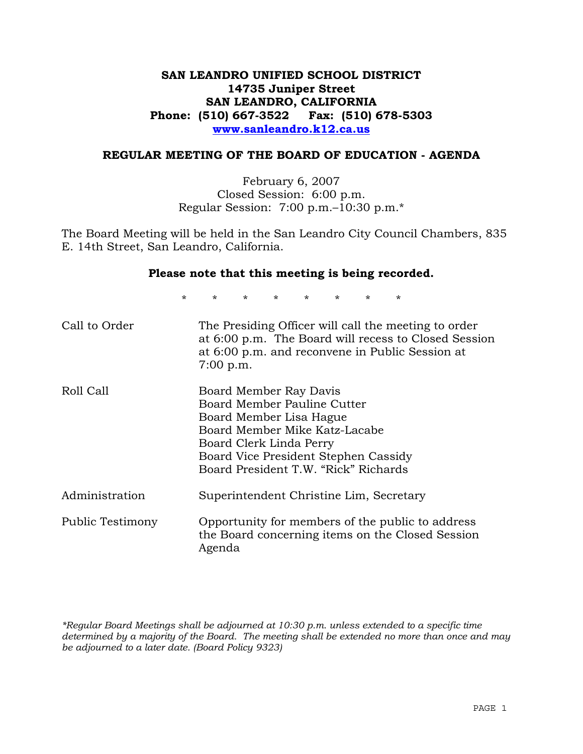**SAN LEANDRO UNIFIED SCHOOL DISTRICT**
**14735 Juniper Street**
**SAN LEANDRO, CALIFORNIA**
**Phone: (510) 667-3522 Fax: (510) 678-5303**
**www.sanleandro.k12.ca.us**

## REGULAR MEETING OF THE BOARD OF EDUCATION - AGENDA

February 6, 2007
Closed Session: 6:00 p.m.
Regular Session: 7:00 p.m.–10:30 p.m.*

The Board Meeting will be held in the San Leandro City Council Chambers, 835 E. 14th Street, San Leandro, California.

**Please note that this meeting is being recorded.**

\* \* \* \* \* \* \* \*

| | |
|---|---|
| Call to Order | The Presiding Officer will call the meeting to order at 6:00 p.m. The Board will recess to Closed Session at 6:00 p.m. and reconvene in Public Session at 7:00 p.m. |
| Roll Call | Board Member Ray Davis<br>Board Member Pauline Cutter<br>Board Member Lisa Hague<br>Board Member Mike Katz-Lacabe<br>Board Clerk Linda Perry<br>Board Vice President Stephen Cassidy<br>Board President T.W. "Rick" Richards |
| Administration | Superintendent Christine Lim, Secretary |
| Public Testimony | Opportunity for members of the public to address the Board concerning items on the Closed Session Agenda |

*\*Regular Board Meetings shall be adjourned at 10:30 p.m. unless extended to a specific time determined by a majority of the Board. The meeting shall be extended no more than once and may be adjourned to a later date. (Board Policy 9323)*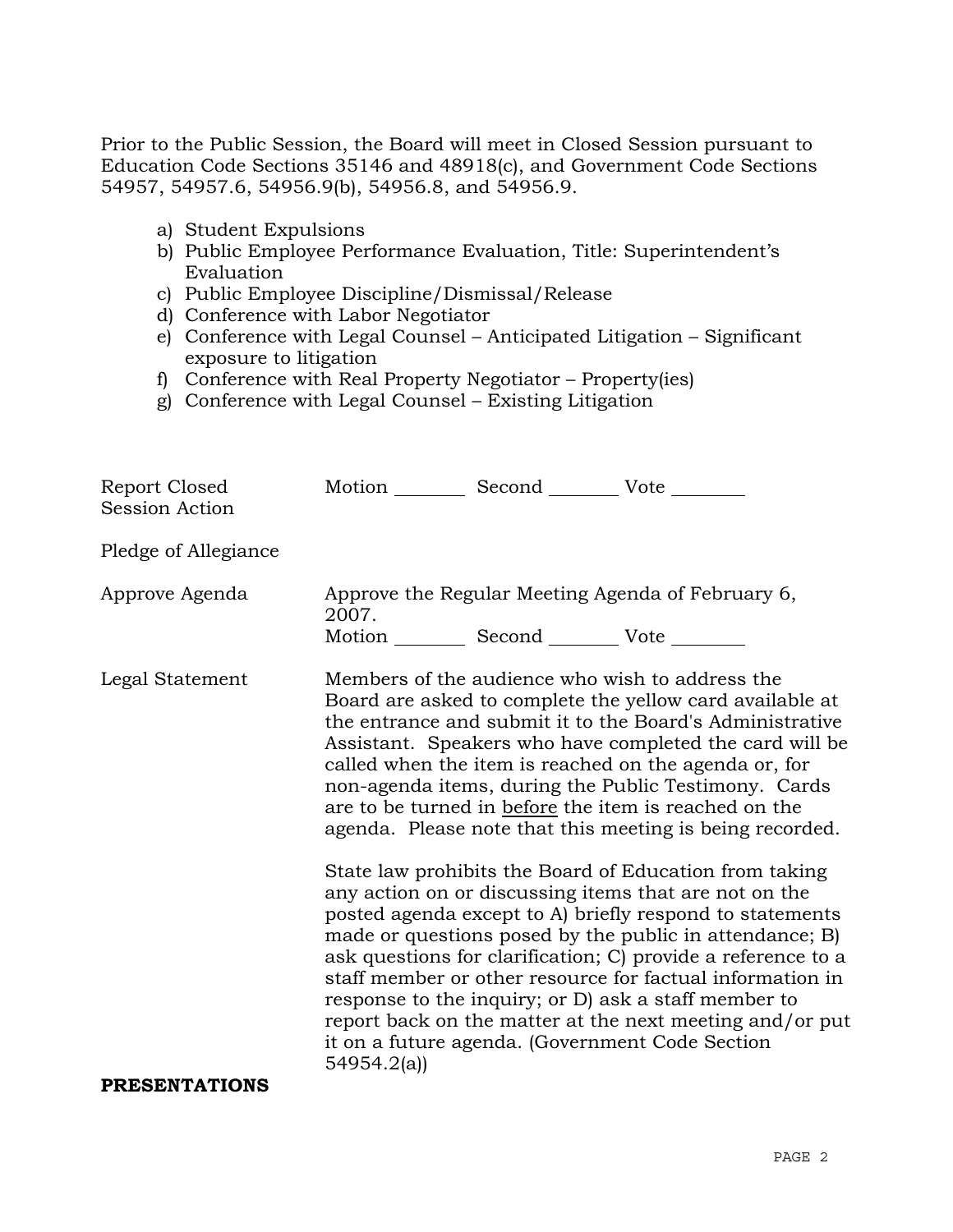Prior to the Public Session, the Board will meet in Closed Session pursuant to Education Code Sections 35146 and 48918(c), and Government Code Sections 54957, 54957.6, 54956.9(b), 54956.8, and 54956.9.

a) Student Expulsions
b) Public Employee Performance Evaluation, Title: Superintendent's Evaluation
c) Public Employee Discipline/Dismissal/Release
d) Conference with Labor Negotiator
e) Conference with Legal Counsel – Anticipated Litigation – Significant exposure to litigation
f) Conference with Real Property Negotiator – Property(ies)
g) Conference with Legal Counsel – Existing Litigation

| | |
|---|---|
| Report Closed Session Action | Motion ________ Second ________ Vote ________ |
| Pledge of Allegiance | |
| Approve Agenda | Approve the Regular Meeting Agenda of February 6, 2007.<br>Motion ________ Second ________ Vote ________ |
| Legal Statement | Members of the audience who wish to address the Board are asked to complete the yellow card available at the entrance and submit it to the Board's Administrative Assistant. Speakers who have completed the card will be called when the item is reached on the agenda or, for non-agenda items, during the Public Testimony. Cards are to be turned in before the item is reached on the agenda. Please note that this meeting is being recorded.<br><br>State law prohibits the Board of Education from taking any action on or discussing items that are not on the posted agenda except to A) briefly respond to statements made or questions posed by the public in attendance; B) ask questions for clarification; C) provide a reference to a staff member or other resource for factual information in response to the inquiry; or D) ask a staff member to report back on the matter at the next meeting and/or put it on a future agenda. (Government Code Section 54954.2(a)) |

**PRESENTATIONS**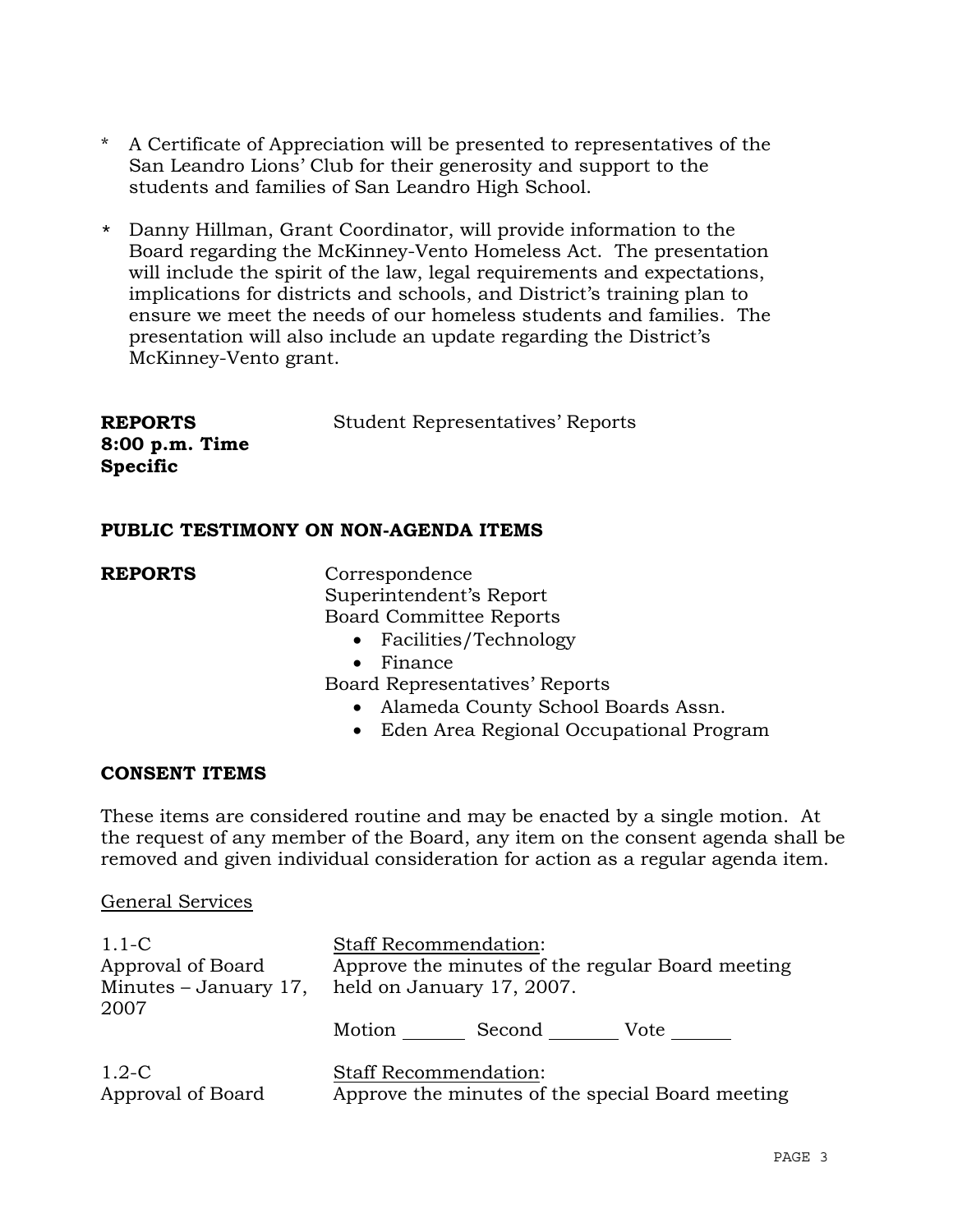* A Certificate of Appreciation will be presented to representatives of the San Leandro Lions' Club for their generosity and support to the students and families of San Leandro High School.

* Danny Hillman, Grant Coordinator, will provide information to the Board regarding the McKinney-Vento Homeless Act. The presentation will include the spirit of the law, legal requirements and expectations, implications for districts and schools, and District's training plan to ensure we meet the needs of our homeless students and families. The presentation will also include an update regarding the District's McKinney-Vento grant.

**REPORTS**
**8:00 p.m. Time Specific**

Student Representatives' Reports

**PUBLIC TESTIMONY ON NON-AGENDA ITEMS**

**REPORTS**

Correspondence
Superintendent's Report
Board Committee Reports

- Facilities/Technology
- Finance

Board Representatives' Reports

- Alameda County School Boards Assn.
- Eden Area Regional Occupational Program

**CONSENT ITEMS**

These items are considered routine and may be enacted by a single motion. At the request of any member of the Board, any item on the consent agenda shall be removed and given individual consideration for action as a regular agenda item.

General Services

1.1-C
Approval of Board Minutes – January 17, 2007

Staff Recommendation:
Approve the minutes of the regular Board meeting held on January 17, 2007.

Motion _______ Second _______ Vote _______

1.2-C
Approval of Board

Staff Recommendation:
Approve the minutes of the special Board meeting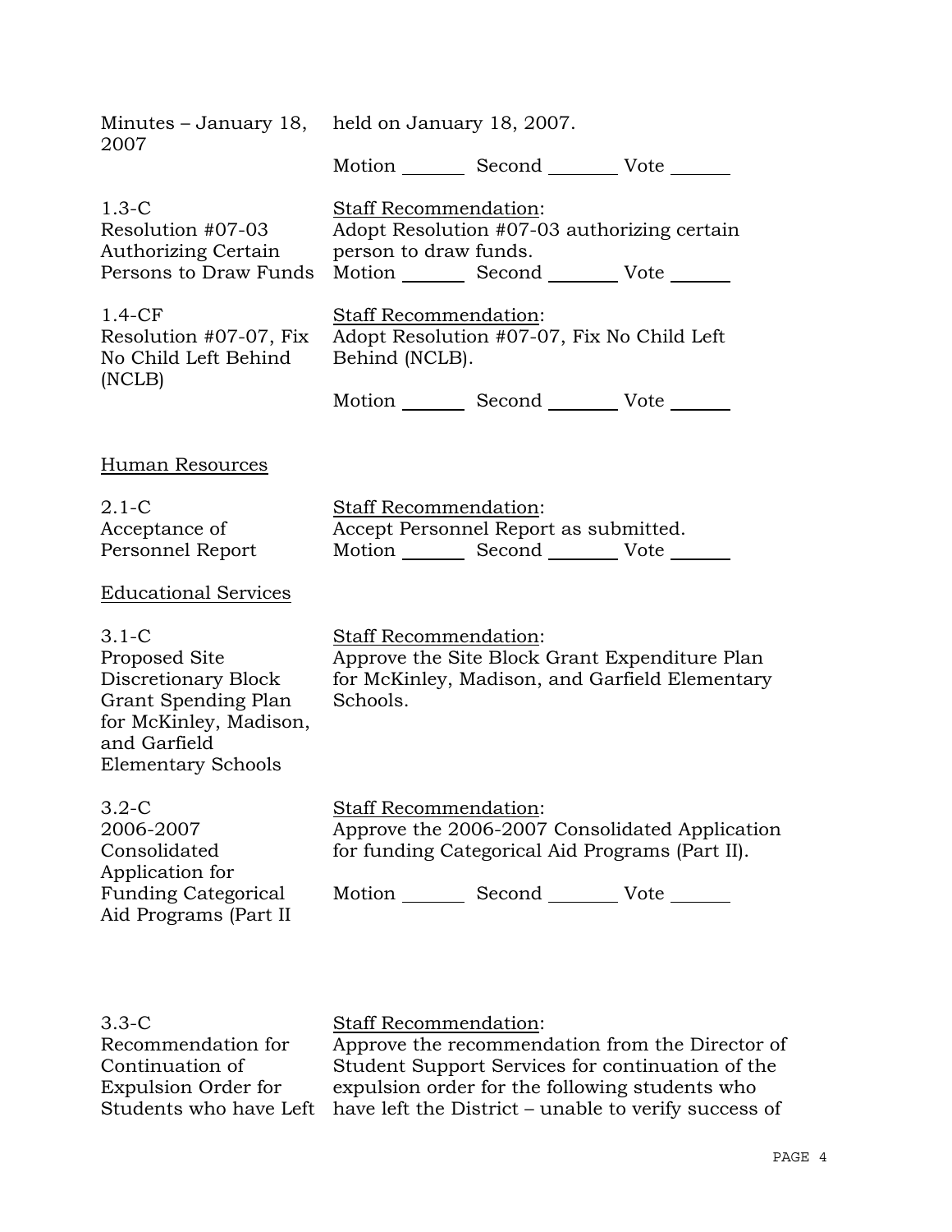| | |
|---|---|
| Minutes – January 18, 2007 | held on January 18, 2007. |
| | Motion _______ Second _______ Vote ______ |
| 1.3-C<br>Resolution #07-03 Authorizing Certain Persons to Draw Funds | Staff Recommendation:<br>Adopt Resolution #07-03 authorizing certain person to draw funds.<br>Motion _______ Second _______ Vote ______ |
| 1.4-CF<br>Resolution #07-07, Fix No Child Left Behind (NCLB) | Staff Recommendation:<br>Adopt Resolution #07-07, Fix No Child Left Behind (NCLB).<br>Motion _______ Second _______ Vote ______ |

Human Resources

| | |
|---|---|
| 2.1-C<br>Acceptance of Personnel Report | Staff Recommendation:<br>Accept Personnel Report as submitted.<br>Motion _______ Second _______ Vote ______ |

Educational Services

| | |
|---|---|
| 3.1-C<br>Proposed Site Discretionary Block Grant Spending Plan for McKinley, Madison, and Garfield Elementary Schools | Staff Recommendation:<br>Approve the Site Block Grant Expenditure Plan for McKinley, Madison, and Garfield Elementary Schools. |
| 3.2-C<br>2006-2007 Consolidated Application for Funding Categorical Aid Programs (Part II | Staff Recommendation:<br>Approve the 2006-2007 Consolidated Application for funding Categorical Aid Programs (Part II).<br>Motion _______ Second _______ Vote ______ |
| 3.3-C<br>Recommendation for Continuation of Expulsion Order for Students who have Left | Staff Recommendation:<br>Approve the recommendation from the Director of Student Support Services for continuation of the expulsion order for the following students who have left the District – unable to verify success of |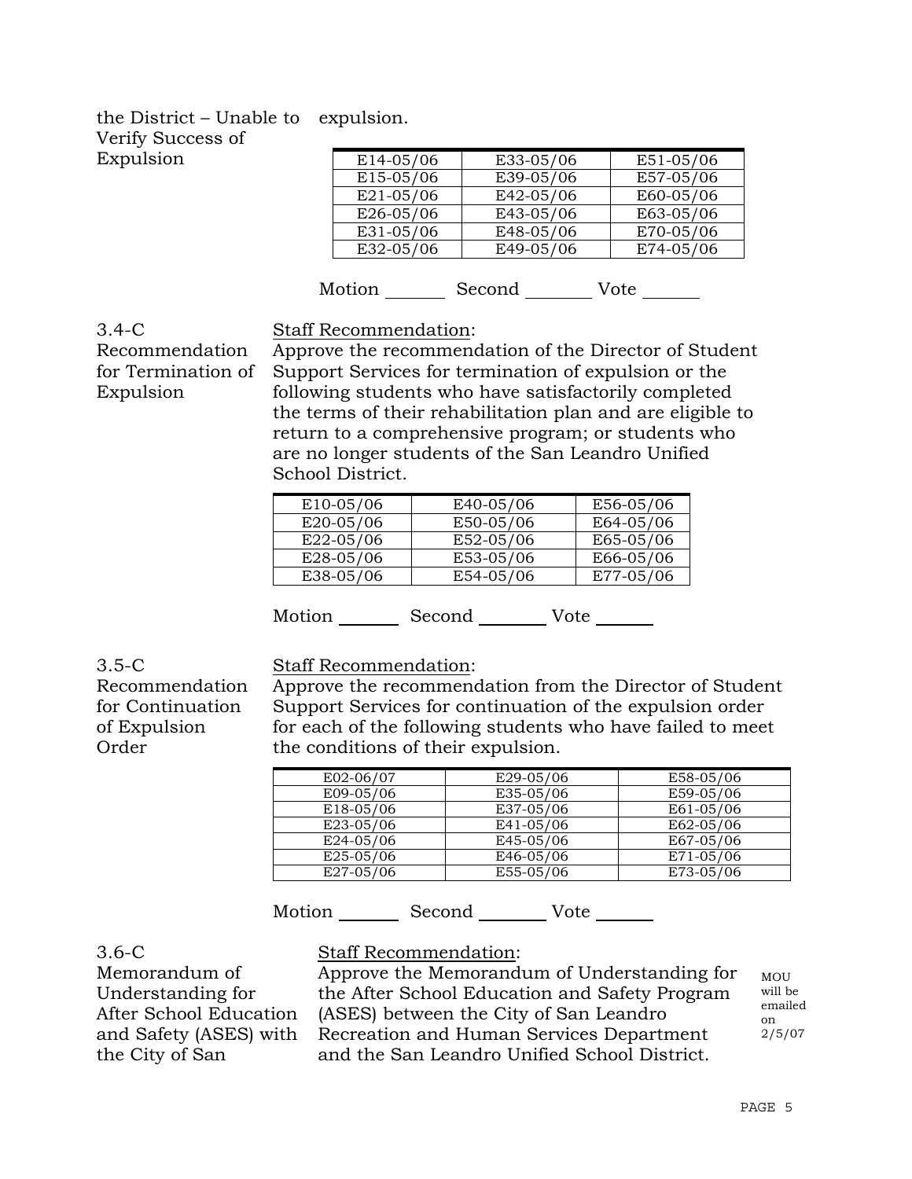the District – Unable to Verify Success of Expulsion

expulsion.

| E14-05/06 | E33-05/06 | E51-05/06 |
|---|---|---|
| E15-05/06 | E39-05/06 | E57-05/06 |
| E21-05/06 | E42-05/06 | E60-05/06 |
| E26-05/06 | E43-05/06 | E63-05/06 |
| E31-05/06 | E48-05/06 | E70-05/06 |
| E32-05/06 | E49-05/06 | E74-05/06 |

Motion _______ Second ________ Vote ______

3.4-C Recommendation for Termination of Expulsion

Staff Recommendation:
Approve the recommendation of the Director of Student Support Services for termination of expulsion or the following students who have satisfactorily completed the terms of their rehabilitation plan and are eligible to return to a comprehensive program; or students who are no longer students of the San Leandro Unified School District.

| E10-05/06 | E40-05/06 | E56-05/06 |
|---|---|---|
| E20-05/06 | E50-05/06 | E64-05/06 |
| E22-05/06 | E52-05/06 | E65-05/06 |
| E28-05/06 | E53-05/06 | E66-05/06 |
| E38-05/06 | E54-05/06 | E77-05/06 |

Motion _______ Second ________ Vote ______

3.5-C Recommendation for Continuation of Expulsion Order

Staff Recommendation:
Approve the recommendation from the Director of Student Support Services for continuation of the expulsion order for each of the following students who have failed to meet the conditions of their expulsion.

| E02-06/07 | E29-05/06 | E58-05/06 |
|---|---|---|
| E09-05/06 | E35-05/06 | E59-05/06 |
| E18-05/06 | E37-05/06 | E61-05/06 |
| E23-05/06 | E41-05/06 | E62-05/06 |
| E24-05/06 | E45-05/06 | E67-05/06 |
| E25-05/06 | E46-05/06 | E71-05/06 |
| E27-05/06 | E55-05/06 | E73-05/06 |

Motion _______ Second ________ Vote ______

3.6-C Memorandum of Understanding for After School Education and Safety (ASES) with the City of San

Staff Recommendation:
Approve the Memorandum of Understanding for the After School Education and Safety Program (ASES) between the City of San Leandro Recreation and Human Services Department and the San Leandro Unified School District.

MOU will be emailed on 2/5/07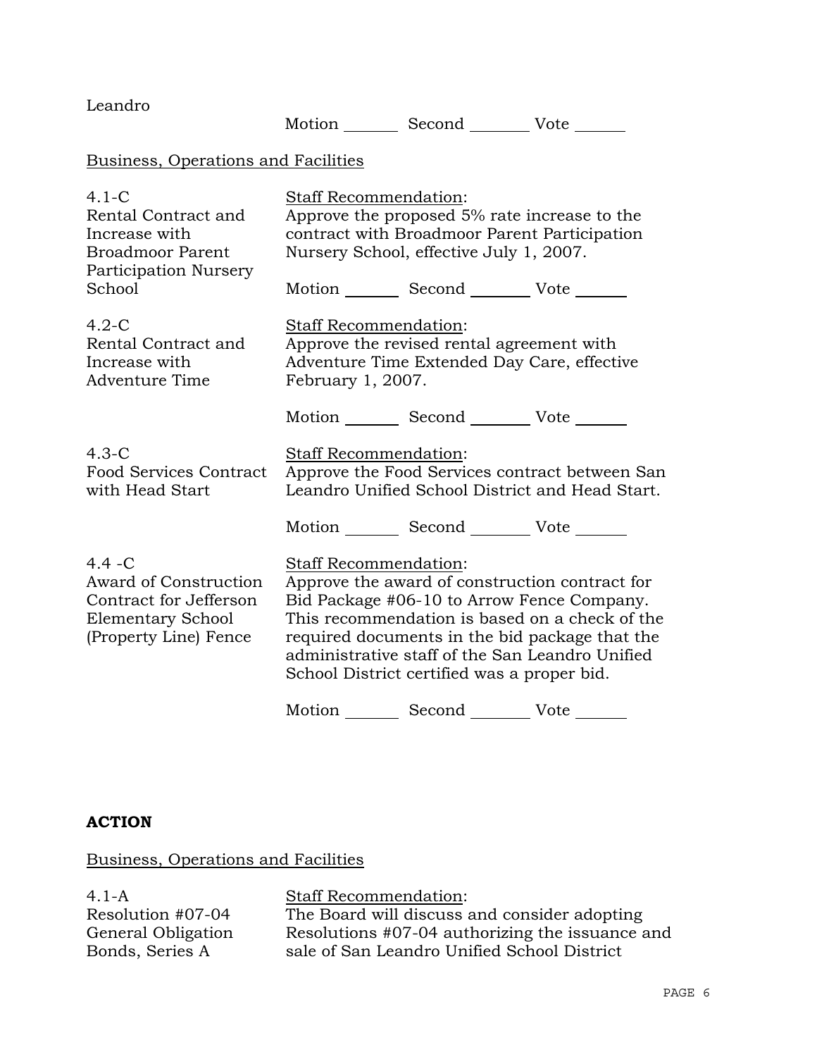Leandro

Motion _______ Second _______ Vote ______

Business, Operations and Facilities

4.1-C
Rental Contract and Increase with Broadmoor Parent Participation Nursery School

Staff Recommendation:
Approve the proposed 5% rate increase to the contract with Broadmoor Parent Participation Nursery School, effective July 1, 2007.

Motion _______ Second _______ Vote ______

4.2-C
Rental Contract and Increase with Adventure Time

Staff Recommendation:
Approve the revised rental agreement with Adventure Time Extended Day Care, effective February 1, 2007.

Motion _______ Second _______ Vote ______

4.3-C
Food Services Contract with Head Start

Staff Recommendation:
Approve the Food Services contract between San Leandro Unified School District and Head Start.

Motion _______ Second _______ Vote ______

4.4 -C
Award of Construction Contract for Jefferson Elementary School (Property Line) Fence

Staff Recommendation:
Approve the award of construction contract for Bid Package #06-10 to Arrow Fence Company. This recommendation is based on a check of the required documents in the bid package that the administrative staff of the San Leandro Unified School District certified was a proper bid.

Motion _______ Second _______ Vote ______

**ACTION**

Business, Operations and Facilities

4.1-A
Resolution #07-04 General Obligation Bonds, Series A

Staff Recommendation:
The Board will discuss and consider adopting Resolutions #07-04 authorizing the issuance and sale of San Leandro Unified School District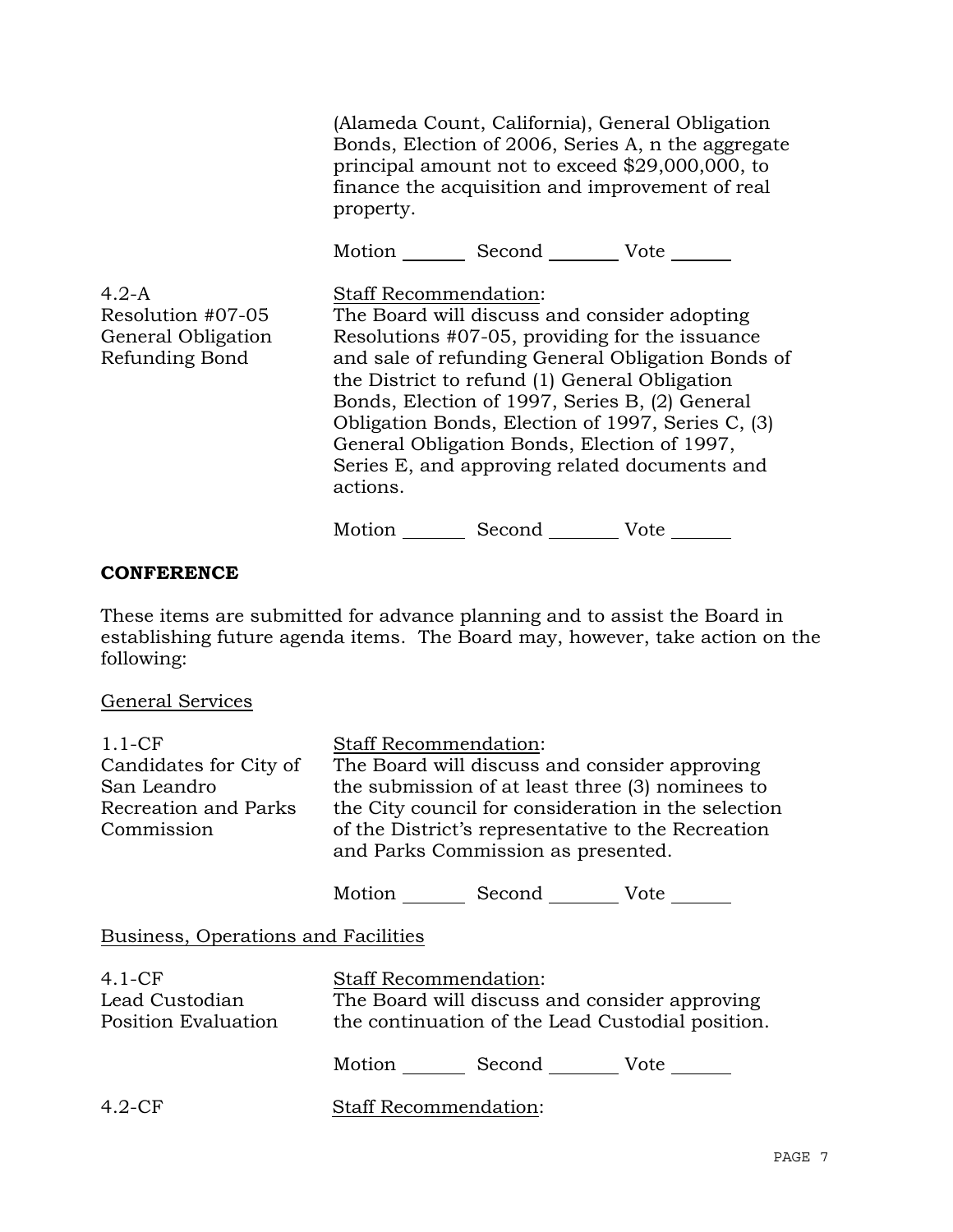(Alameda Count, California), General Obligation Bonds, Election of 2006, Series A, n the aggregate principal amount not to exceed $29,000,000, to finance the acquisition and improvement of real property.

Motion _______ Second ________ Vote ______

4.2-A
Resolution #07-05
General Obligation
Refunding Bond

Staff Recommendation:
The Board will discuss and consider adopting Resolutions #07-05, providing for the issuance and sale of refunding General Obligation Bonds of the District to refund (1) General Obligation Bonds, Election of 1997, Series B, (2) General Obligation Bonds, Election of 1997, Series C, (3) General Obligation Bonds, Election of 1997, Series E, and approving related documents and actions.

Motion _______ Second ________ Vote ______

**CONFERENCE**

These items are submitted for advance planning and to assist the Board in establishing future agenda items. The Board may, however, take action on the following:

General Services

1.1-CF
Candidates for City of San Leandro Recreation and Parks Commission

Staff Recommendation:
The Board will discuss and consider approving the submission of at least three (3) nominees to the City council for consideration in the selection of the District's representative to the Recreation and Parks Commission as presented.

Motion _______ Second ________ Vote ______

Business, Operations and Facilities

4.1-CF
Lead Custodian
Position Evaluation

Staff Recommendation:
The Board will discuss and consider approving the continuation of the Lead Custodial position.

Motion _______ Second ________ Vote ______

4.2-CF

Staff Recommendation: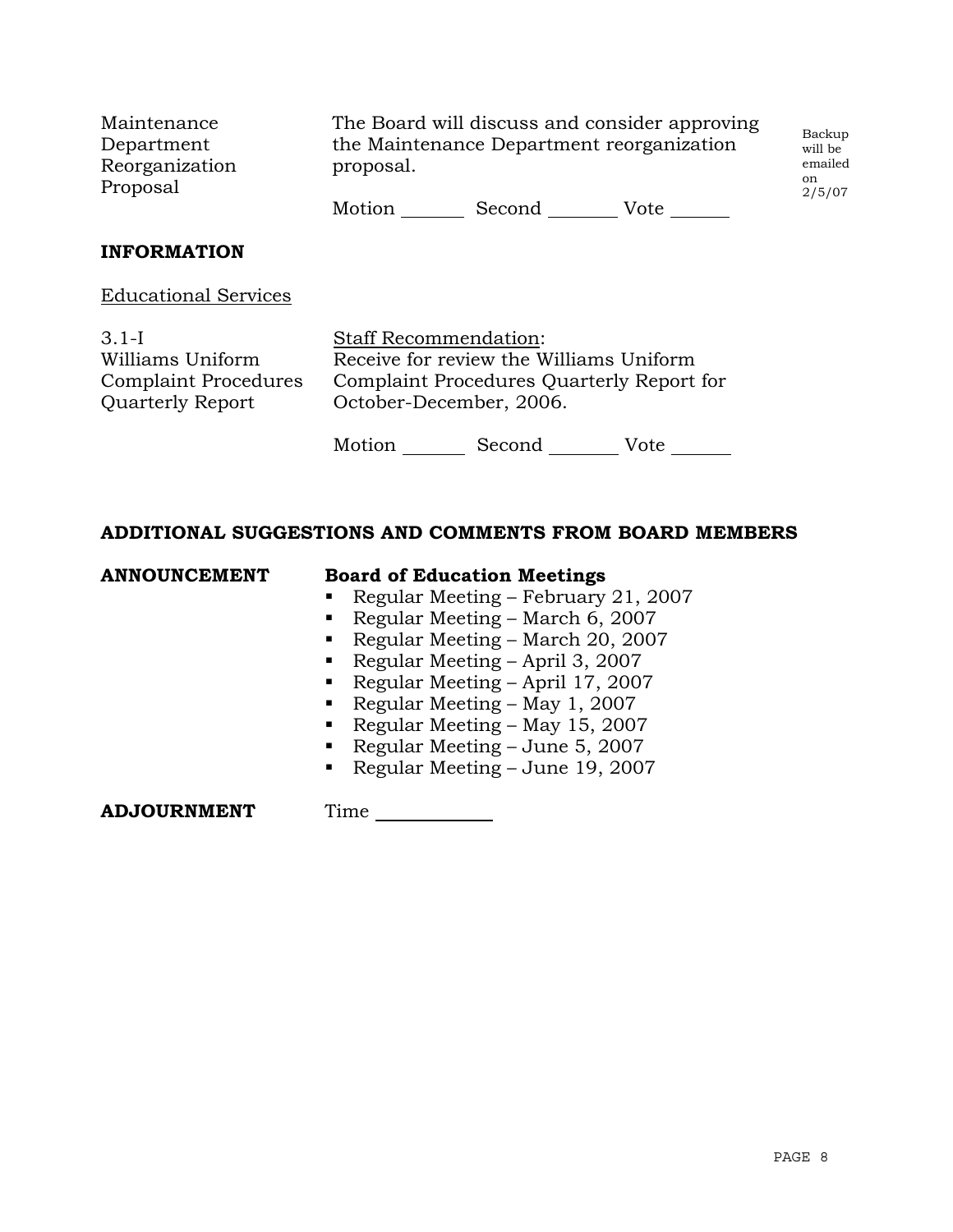Maintenance Department Reorganization Proposal

The Board will discuss and consider approving the Maintenance Department reorganization proposal.

Backup will be emailed on 2/5/07

Motion _______ Second ________ Vote ______

**INFORMATION**

Educational Services

3.1-I
Williams Uniform Complaint Procedures Quarterly Report

Staff Recommendation:
Receive for review the Williams Uniform Complaint Procedures Quarterly Report for October-December, 2006.

Motion _______ Second ________ Vote ______

**ADDITIONAL SUGGESTIONS AND COMMENTS FROM BOARD MEMBERS**

**ANNOUNCEMENT**

**Board of Education Meetings**

- Regular Meeting – February 21, 2007
- Regular Meeting – March 6, 2007
- Regular Meeting – March 20, 2007
- Regular Meeting – April 3, 2007
- Regular Meeting – April 17, 2007
- Regular Meeting – May 1, 2007
- Regular Meeting – May 15, 2007
- Regular Meeting – June 5, 2007
- Regular Meeting – June 19, 2007

**ADJOURNMENT** Time ____________